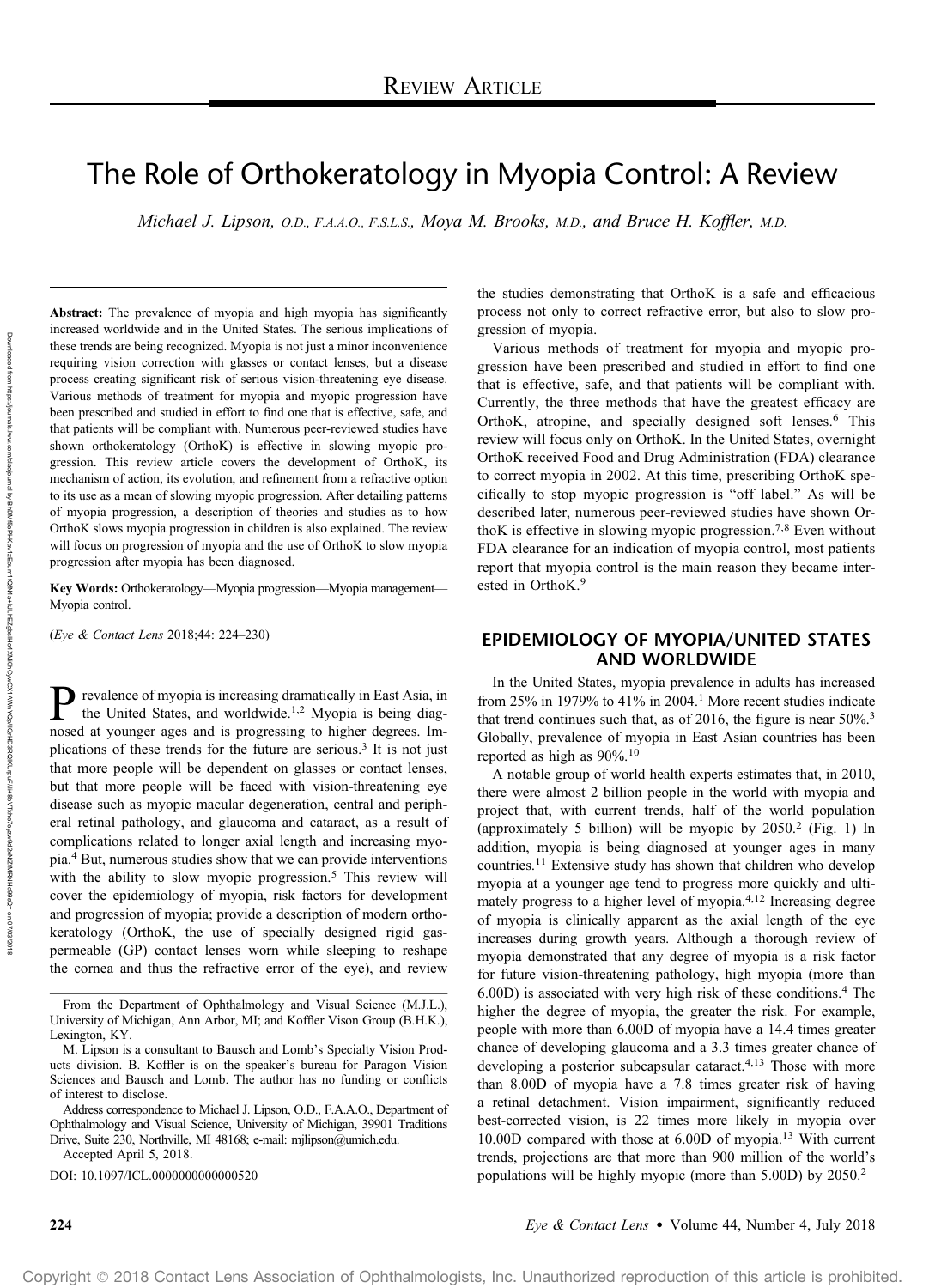REVIEW ARTICLE

# The Role of Orthokeratology in Myopia Control: A Review

*Michael J. Lipson, O.D., F.A.A.O., F.S.L.S., Moya M. Brooks, M.D., and Bruce H. Koffler, M.D.*

**Abstract:** The prevalence of myopia and high myopia has significantly increased worldwide and in the United States. The serious implications of these trends are being recognized. Myopia is not just a minor inconvenience requiring vision correction with glasses or contact lenses, but a disease process creating significant risk of serious vision-threatening eye disease. Various methods of treatment for myopia and myopic progression have been prescribed and studied in effort to find one that is effective, safe, and that patients will be compliant with. Numerous peer-reviewed studies have shown orthokeratology (OrthoK) is effective in slowing myopic progression. This review article covers the development of OrthoK, its mechanism of action, its evolution, and refinement from a refractive option to its use as a mean of slowing myopic progression. After detailing patterns of myopia progression, a description of theories and studies as to how OrthoK slows myopia progression in children is also explained. The review will focus on progression of myopia and the use of OrthoK to slow myopia progression after myopia has been diagnosed.

**Key Words:** Orthokeratology—Myopia progression—Myopia management—Myopia control.

(*Eye & Contact Lens* 2018;44: 224–230)

Prevalence of myopia is increasing dramatically in East Asia, in the United States, and worldwide.[1,2] Myopia is being diagnosed at younger ages and is progressing to higher degrees. Implications of these trends for the future are serious.[3] It is not just that more people will be dependent on glasses or contact lenses, but that more people will be faced with vision-threatening eye disease such as myopic macular degeneration, central and peripheral retinal pathology, and glaucoma and cataract, as a result of complications related to longer axial length and increasing myopia.[4] But, numerous studies show that we can provide interventions with the ability to slow myopic progression.[5] This review will cover the epidemiology of myopia, risk factors for development and progression of myopia; provide a description of modern orthokeratology (OrthoK, the use of specially designed rigid gas-permeable (GP) contact lenses worn while sleeping to reshape the cornea and thus the refractive error of the eye), and review the studies demonstrating that OrthoK is a safe and efficacious process not only to correct refractive error, but also to slow progression of myopia.

Various methods of treatment for myopia and myopic progression have been prescribed and studied in effort to find one that is effective, safe, and that patients will be compliant with. Currently, the three methods that have the greatest efficacy are OrthoK, atropine, and specially designed soft lenses.[6] This review will focus only on OrthoK. In the United States, overnight OrthoK received Food and Drug Administration (FDA) clearance to correct myopia in 2002. At this time, prescribing OrthoK specifically to stop myopic progression is "off label." As will be described later, numerous peer-reviewed studies have shown OrthoK is effective in slowing myopic progression.[7,8] Even without FDA clearance for an indication of myopia control, most patients report that myopia control is the main reason they became interested in OrthoK.[9]

## EPIDEMIOLOGY OF MYOPIA/UNITED STATES AND WORLDWIDE

In the United States, myopia prevalence in adults has increased from 25% in 1979% to 41% in 2004.[1] More recent studies indicate that trend continues such that, as of 2016, the figure is near 50%.[3] Globally, prevalence of myopia in East Asian countries has been reported as high as 90%.[10]

A notable group of world health experts estimates that, in 2010, there were almost 2 billion people in the world with myopia and project that, with current trends, half of the world population (approximately 5 billion) will be myopic by 2050.[2] (Fig. 1) In addition, myopia is being diagnosed at younger ages in many countries.[11] Extensive study has shown that children who develop myopia at a younger age tend to progress more quickly and ultimately progress to a higher level of myopia.[4,12] Increasing degree of myopia is clinically apparent as the axial length of the eye increases during growth years. Although a thorough review of myopia demonstrated that any degree of myopia is a risk factor for future vision-threatening pathology, high myopia (more than 6.00D) is associated with very high risk of these conditions.[4] The higher the degree of myopia, the greater the risk. For example, people with more than 6.00D of myopia have a 14.4 times greater chance of developing glaucoma and a 3.3 times greater chance of developing a posterior subcapsular cataract.[4,13] Those with more than 8.00D of myopia have a 7.8 times greater risk of having a retinal detachment. Vision impairment, significantly reduced best-corrected vision, is 22 times more likely in myopia over 10.00D compared with those at 6.00D of myopia.[13] With current trends, projections are that more than 900 million of the world's populations will be highly myopic (more than 5.00D) by 2050.[2]

From the Department of Ophthalmology and Visual Science (M.J.L.), University of Michigan, Ann Arbor, MI; and Koffler Vison Group (B.H.K.), Lexington, KY.

M. Lipson is a consultant to Bausch and Lomb's Specialty Vision Products division. B. Koffler is on the speaker's bureau for Paragon Vision Sciences and Bausch and Lomb. The author has no funding or conflicts of interest to disclose.

Address correspondence to Michael J. Lipson, O.D., F.A.A.O., Department of Ophthalmology and Visual Science, University of Michigan, 39901 Traditions Drive, Suite 230, Northville, MI 48168; e-mail: mjlipson@umich.edu.

Accepted April 5, 2018.

DOI: 10.1097/ICL.0000000000000520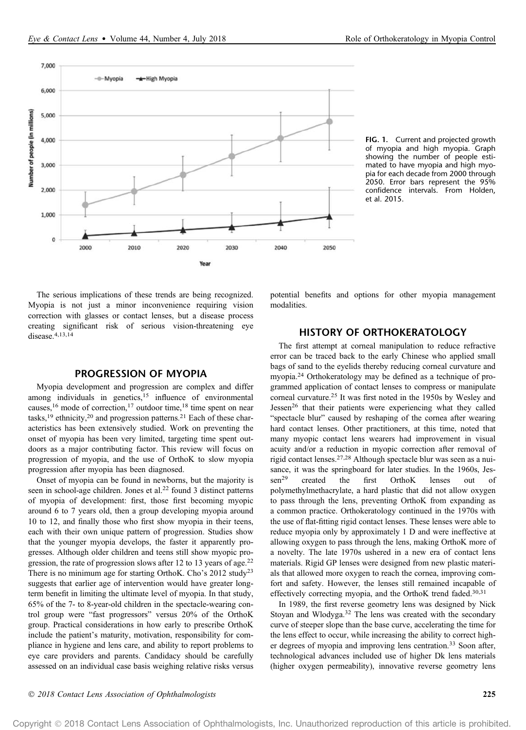FIG. 1. Current and projected growth of myopia and high myopia. Graph showing the number of people estimated to have myopia and high myopia for each decade from 2000 through 2050. Error bars represent the 95% confidence intervals. From Holden, et al. 2015.

The serious implications of these trends are being recognized. Myopia is not just a minor inconvenience requiring vision correction with glasses or contact lenses, but a disease process creating significant risk of serious vision-threatening eye disease.[4,13,14]

## PROGRESSION OF MYOPIA

Myopia development and progression are complex and differ among individuals in genetics,[15] influence of environmental causes,[16] mode of correction,[17] outdoor time,[18] time spent on near tasks,[19] ethnicity,[20] and progression patterns.[21] Each of these characteristics has been extensively studied. Work on preventing the onset of myopia has been very limited, targeting time spent outdoors as a major contributing factor. This review will focus on progression of myopia, and the use of OrthoK to slow myopia progression after myopia has been diagnosed.

Onset of myopia can be found in newborns, but the majority is seen in school-age children. Jones et al.[22] found 3 distinct patterns of myopia of development: first, those first becoming myopic around 6 to 7 years old, then a group developing myopia around 10 to 12, and finally those who first show myopia in their teens, each with their own unique pattern of progression. Studies show that the younger myopia develops, the faster it apparently progresses. Although older children and teens still show myopic progression, the rate of progression slows after 12 to 13 years of age.[22] There is no minimum age for starting OrthoK. Cho's 2012 study[23] suggests that earlier age of intervention would have greater long-term benefit in limiting the ultimate level of myopia. In that study, 65% of the 7- to 8-year-old children in the spectacle-wearing control group were "fast progressors" versus 20% of the OrthoK group. Practical considerations in how early to prescribe OrthoK include the patient's maturity, motivation, responsibility for compliance in hygiene and lens care, and ability to report problems to eye care providers and parents. Candidacy should be carefully assessed on an individual case basis weighing relative risks versus potential benefits and options for other myopia management modalities.

## HISTORY OF ORTHOKERATOLOGY

The first attempt at corneal manipulation to reduce refractive error can be traced back to the early Chinese who applied small bags of sand to the eyelids thereby reducing corneal curvature and myopia.[24] Orthokeratology may be defined as a technique of programmed application of contact lenses to compress or manipulate corneal curvature.[25] It was first noted in the 1950s by Wesley and Jessen[26] that their patients were experiencing what they called "spectacle blur" caused by reshaping of the cornea after wearing hard contact lenses. Other practitioners, at this time, noted that many myopic contact lens wearers had improvement in visual acuity and/or a reduction in myopic correction after removal of rigid contact lenses.[27,28] Although spectacle blur was seen as a nuisance, it was the springboard for later studies. In the 1960s, Jessen[29] created the first OrthoK lenses out of polymethylmethacrylate, a hard plastic that did not allow oxygen to pass through the lens, preventing OrthoK from expanding as a common practice. Orthokeratology continued in the 1970s with the use of flat-fitting rigid contact lenses. These lenses were able to reduce myopia only by approximately 1 D and were ineffective at allowing oxygen to pass through the lens, making OrthoK more of a novelty. The late 1970s ushered in a new era of contact lens materials. Rigid GP lenses were designed from new plastic materials that allowed more oxygen to reach the cornea, improving comfort and safety. However, the lenses still remained incapable of effectively correcting myopia, and the OrthoK trend faded.[30,31]

In 1989, the first reverse geometry lens was designed by Nick Stoyan and Wlodyga.[32] The lens was created with the secondary curve of steeper slope than the base curve, accelerating the time for the lens effect to occur, while increasing the ability to correct higher degrees of myopia and improving lens centration.[33] Soon after, technological advances included use of higher Dk lens materials (higher oxygen permeability), innovative reverse geometry lens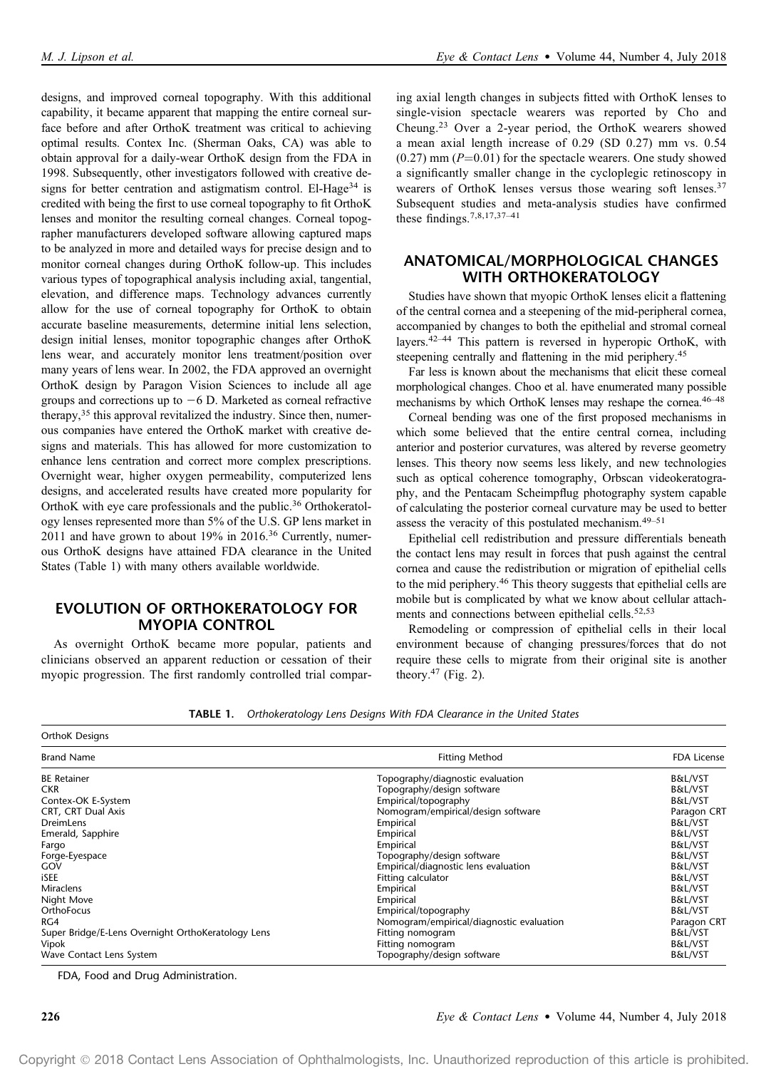designs, and improved corneal topography. With this additional capability, it became apparent that mapping the entire corneal surface before and after OrthoK treatment was critical to achieving optimal results. Contex Inc. (Sherman Oaks, CA) was able to obtain approval for a daily-wear OrthoK design from the FDA in 1998. Subsequently, other investigators followed with creative designs for better centration and astigmatism control. El-Hage[34] is credited with being the first to use corneal topography to fit OrthoK lenses and monitor the resulting corneal changes. Corneal topographer manufacturers developed software allowing captured maps to be analyzed in more and detailed ways for precise design and to monitor corneal changes during OrthoK follow-up. This includes various types of topographical analysis including axial, tangential, elevation, and difference maps. Technology advances currently allow for the use of corneal topography for OrthoK to obtain accurate baseline measurements, determine initial lens selection, design initial lenses, monitor topographic changes after OrthoK lens wear, and accurately monitor lens treatment/position over many years of lens wear. In 2002, the FDA approved an overnight OrthoK design by Paragon Vision Sciences to include all age groups and corrections up to −6 D. Marketed as corneal refractive therapy,[35] this approval revitalized the industry. Since then, numerous companies have entered the OrthoK market with creative designs and materials. This has allowed for more customization to enhance lens centration and correct more complex prescriptions. Overnight wear, higher oxygen permeability, computerized lens designs, and accelerated results have created more popularity for OrthoK with eye care professionals and the public.[36] Orthokeratology lenses represented more than 5% of the U.S. GP lens market in 2011 and have grown to about 19% in 2016.[36] Currently, numerous OrthoK designs have attained FDA clearance in the United States (Table 1) with many others available worldwide.

## EVOLUTION OF ORTHOKERATOLOGY FOR MYOPIA CONTROL

As overnight OrthoK became more popular, patients and clinicians observed an apparent reduction or cessation of their myopic progression. The first randomly controlled trial comparing axial length changes in subjects fitted with OrthoK lenses to single-vision spectacle wearers was reported by Cho and Cheung.[23] Over a 2-year period, the OrthoK wearers showed a mean axial length increase of 0.29 (SD 0.27) mm vs. 0.54 (0.27) mm ($P=0.01$) for the spectacle wearers. One study showed a significantly smaller change in the cycloplegic retinoscopy in wearers of OrthoK lenses versus those wearing soft lenses.[37] Subsequent studies and meta-analysis studies have confirmed these findings.[7,8,17,37–41]

## ANATOMICAL/MORPHOLOGICAL CHANGES WITH ORTHOKERATOLOGY

Studies have shown that myopic OrthoK lenses elicit a flattening of the central cornea and a steepening of the mid-peripheral cornea, accompanied by changes to both the epithelial and stromal corneal layers.[42–44] This pattern is reversed in hyperopic OrthoK, with steepening centrally and flattening in the mid periphery.[45]

Far less is known about the mechanisms that elicit these corneal morphological changes. Choo et al. have enumerated many possible mechanisms by which OrthoK lenses may reshape the cornea.[46–48]

Corneal bending was one of the first proposed mechanisms in which some believed that the entire central cornea, including anterior and posterior curvatures, was altered by reverse geometry lenses. This theory now seems less likely, and new technologies such as optical coherence tomography, Orbscan videokeratography, and the Pentacam Scheimpflug photography system capable of calculating the posterior corneal curvature may be used to better assess the veracity of this postulated mechanism.[49–51]

Epithelial cell redistribution and pressure differentials beneath the contact lens may result in forces that push against the central cornea and cause the redistribution or migration of epithelial cells to the mid periphery.[46] This theory suggests that epithelial cells are mobile but is complicated by what we know about cellular attachments and connections between epithelial cells.[52,53]

Remodeling or compression of epithelial cells in their local environment because of changing pressures/forces that do not require these cells to migrate from their original site is another theory.[47] (Fig. 2).

**TABLE 1.** *Orthokeratology Lens Designs With FDA Clearance in the United States*

| OrthoK Designs | | |
|---|---|---|
| Brand Name | Fitting Method | FDA License |
| BE Retainer | Topography/diagnostic evaluation | B&L/VST |
| CKR | Topography/design software | B&L/VST |
| Contex-OK E-System | Empirical/topography | B&L/VST |
| CRT, CRT Dual Axis | Nomogram/empirical/design software | Paragon CRT |
| DreimLens | Empirical | B&L/VST |
| Emerald, Sapphire | Empirical | B&L/VST |
| Fargo | Empirical | B&L/VST |
| Forge-Eyespace | Topography/design software | B&L/VST |
| GOV | Empirical/diagnostic lens evaluation | B&L/VST |
| iSEE | Fitting calculator | B&L/VST |
| Miraclens | Empirical | B&L/VST |
| Night Move | Empirical | B&L/VST |
| OrthoFocus | Empirical/topography | B&L/VST |
| RG4 | Nomogram/empirical/diagnostic evaluation | Paragon CRT |
| Super Bridge/E-Lens Overnight OrthoKeratology Lens | Fitting nomogram | B&L/VST |
| Vipok | Fitting nomogram | B&L/VST |
| Wave Contact Lens System | Topography/design software | B&L/VST |

FDA, Food and Drug Administration.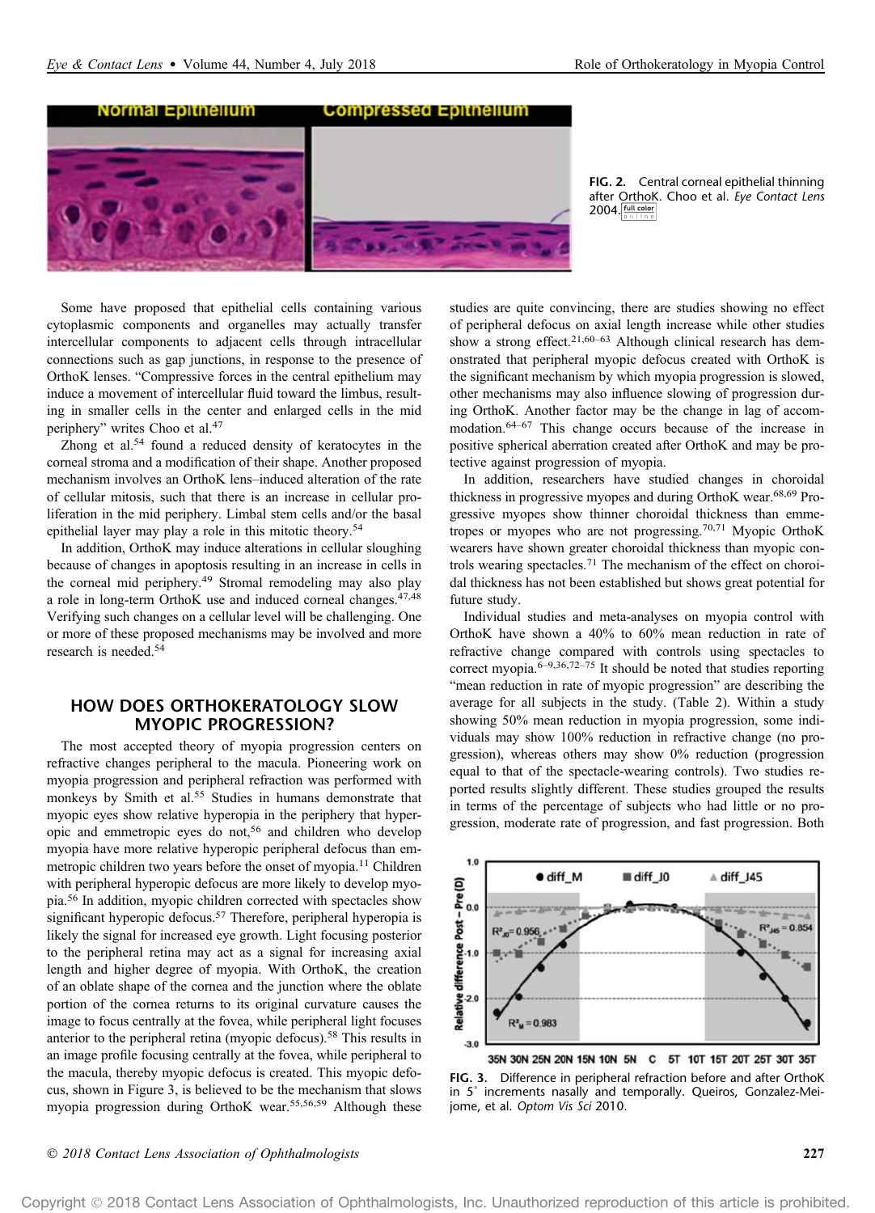FIG. 2. Central corneal epithelial thinning after OrthoK. Choo et al. *Eye Contact Lens* 2004.

Some have proposed that epithelial cells containing various cytoplasmic components and organelles may actually transfer intercellular components to adjacent cells through intracellular connections such as gap junctions, in response to the presence of OrthoK lenses. "Compressive forces in the central epithelium may induce a movement of intercellular fluid toward the limbus, resulting in smaller cells in the center and enlarged cells in the mid periphery" writes Choo et al.[47]

Zhong et al.[54] found a reduced density of keratocytes in the corneal stroma and a modification of their shape. Another proposed mechanism involves an OrthoK lens–induced alteration of the rate of cellular mitosis, such that there is an increase in cellular proliferation in the mid periphery. Limbal stem cells and/or the basal epithelial layer may play a role in this mitotic theory.[54]

In addition, OrthoK may induce alterations in cellular sloughing because of changes in apoptosis resulting in an increase in cells in the corneal mid periphery.[49] Stromal remodeling may also play a role in long-term OrthoK use and induced corneal changes.[47,48] Verifying such changes on a cellular level will be challenging. One or more of these proposed mechanisms may be involved and more research is needed.[54]

## HOW DOES ORTHOKERATOLOGY SLOW MYOPIC PROGRESSION?

The most accepted theory of myopia progression centers on refractive changes peripheral to the macula. Pioneering work on myopia progression and peripheral refraction was performed with monkeys by Smith et al.[55] Studies in humans demonstrate that myopic eyes show relative hyperopia in the periphery that hyperopic and emmetropic eyes do not,[56] and children who develop myopia have more relative hyperopic peripheral defocus than emmetropic children two years before the onset of myopia.[11] Children with peripheral hyperopic defocus are more likely to develop myopia.[56] In addition, myopic children corrected with spectacles show significant hyperopic defocus.[57] Therefore, peripheral hyperopia is likely the signal for increased eye growth. Light focusing posterior to the peripheral retina may act as a signal for increasing axial length and higher degree of myopia. With OrthoK, the creation of an oblate shape of the cornea and the junction where the oblate portion of the cornea returns to its original curvature causes the image to focus centrally at the fovea, while peripheral light focuses anterior to the peripheral retina (myopic defocus).[58] This results in an image profile focusing centrally at the fovea, while peripheral to the macula, thereby myopic defocus is created. This myopic defocus, shown in Figure 3, is believed to be the mechanism that slows myopia progression during OrthoK wear.[55,56,59] Although these studies are quite convincing, there are studies showing no effect of peripheral defocus on axial length increase while other studies show a strong effect.[21,60–63] Although clinical research has demonstrated that peripheral myopic defocus created with OrthoK is the significant mechanism by which myopia progression is slowed, other mechanisms may also influence slowing of progression during OrthoK. Another factor may be the change in lag of accommodation.[64–67] This change occurs because of the increase in positive spherical aberration created after OrthoK and may be protective against progression of myopia.

In addition, researchers have studied changes in choroidal thickness in progressive myopes and during OrthoK wear.[68,69] Progressive myopes show thinner choroidal thickness than emmetropes or myopes who are not progressing.[70,71] Myopic OrthoK wearers have shown greater choroidal thickness than myopic controls wearing spectacles.[71] The mechanism of the effect on choroidal thickness has not been established but shows great potential for future study.

Individual studies and meta-analyses on myopia control with OrthoK have shown a 40% to 60% mean reduction in rate of refractive change compared with controls using spectacles to correct myopia.[6–9,36,72–75] It should be noted that studies reporting "mean reduction in rate of myopic progression" are describing the average for all subjects in the study. (Table 2). Within a study showing 50% mean reduction in myopia progression, some individuals may show 100% reduction in refractive change (no progression), whereas others may show 0% reduction (progression equal to that of the spectacle-wearing controls). Two studies reported results slightly different. These studies grouped the results in terms of the percentage of subjects who had little or no progression, moderate rate of progression, and fast progression. Both

FIG. 3. Difference in peripheral refraction before and after OrthoK in 5° increments nasally and temporally. Queiros, Gonzalez-Meijome, et al. *Optom Vis Sci* 2010.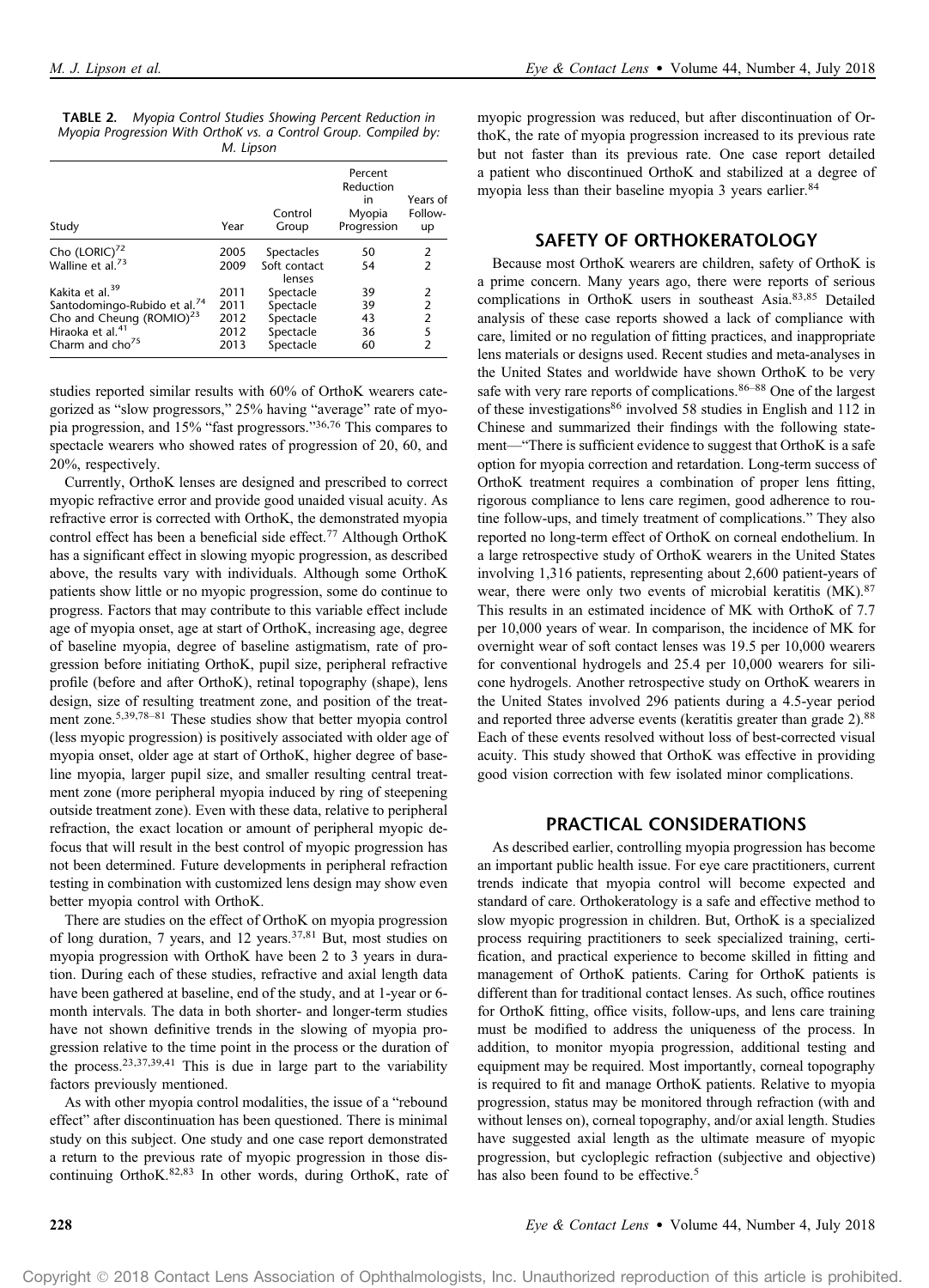**TABLE 2.** *Myopia Control Studies Showing Percent Reduction in Myopia Progression With OrthoK vs. a Control Group. Compiled by: M. Lipson*

| Study | Year | Control Group | Percent Reduction in Myopia Progression | Years of Follow-up |
|---|---|---|---|---|
| Cho (LORIC)[72] | 2005 | Spectacles | 50 | 2 |
| Walline et al.[73] | 2009 | Soft contact lenses | 54 | 2 |
| Kakita et al.[39] | 2011 | Spectacle | 39 | 2 |
| Santodomingo-Rubido et al.[74] | 2011 | Spectacle | 39 | 2 |
| Cho and Cheung (ROMIO)[23] | 2012 | Spectacle | 43 | 2 |
| Hiraoka et al.[41] | 2012 | Spectacle | 36 | 5 |
| Charm and cho[75] | 2013 | Spectacle | 60 | 2 |

studies reported similar results with 60% of OrthoK wearers categorized as "slow progressors," 25% having "average" rate of myopia progression, and 15% "fast progressors."[36,76] This compares to spectacle wearers who showed rates of progression of 20, 60, and 20%, respectively.

Currently, OrthoK lenses are designed and prescribed to correct myopic refractive error and provide good unaided visual acuity. As refractive error is corrected with OrthoK, the demonstrated myopia control effect has been a beneficial side effect.[77] Although OrthoK has a significant effect in slowing myopic progression, as described above, the results vary with individuals. Although some OrthoK patients show little or no myopic progression, some do continue to progress. Factors that may contribute to this variable effect include age of myopia onset, age at start of OrthoK, increasing age, degree of baseline myopia, degree of baseline astigmatism, rate of progression before initiating OrthoK, pupil size, peripheral refractive profile (before and after OrthoK), retinal topography (shape), lens design, size of resulting treatment zone, and position of the treatment zone.[5,39,78–81] These studies show that better myopia control (less myopic progression) is positively associated with older age of myopia onset, older age at start of OrthoK, higher degree of baseline myopia, larger pupil size, and smaller resulting central treatment zone (more peripheral myopia induced by ring of steepening outside treatment zone). Even with these data, relative to peripheral refraction, the exact location or amount of peripheral myopic defocus that will result in the best control of myopic progression has not been determined. Future developments in peripheral refraction testing in combination with customized lens design may show even better myopia control with OrthoK.

There are studies on the effect of OrthoK on myopia progression of long duration, 7 years, and 12 years.[37,81] But, most studies on myopia progression with OrthoK have been 2 to 3 years in duration. During each of these studies, refractive and axial length data have been gathered at baseline, end of the study, and at 1-year or 6-month intervals. The data in both shorter- and longer-term studies have not shown definitive trends in the slowing of myopia progression relative to the time point in the process or the duration of the process.[23,37,39,41] This is due in large part to the variability factors previously mentioned.

As with other myopia control modalities, the issue of a "rebound effect" after discontinuation has been questioned. There is minimal study on this subject. One study and one case report demonstrated a return to the previous rate of myopic progression in those discontinuing OrthoK.[82,83] In other words, during OrthoK, rate of myopic progression was reduced, but after discontinuation of OrthoK, the rate of myopia progression increased to its previous rate but not faster than its previous rate. One case report detailed a patient who discontinued OrthoK and stabilized at a degree of myopia less than their baseline myopia 3 years earlier.[84]

## SAFETY OF ORTHOKERATOLOGY

Because most OrthoK wearers are children, safety of OrthoK is a prime concern. Many years ago, there were reports of serious complications in OrthoK users in southeast Asia.[83,85] Detailed analysis of these case reports showed a lack of compliance with care, limited or no regulation of fitting practices, and inappropriate lens materials or designs used. Recent studies and meta-analyses in the United States and worldwide have shown OrthoK to be very safe with very rare reports of complications.[86–88] One of the largest of these investigations[86] involved 58 studies in English and 112 in Chinese and summarized their findings with the following statement—"There is sufficient evidence to suggest that OrthoK is a safe option for myopia correction and retardation. Long-term success of OrthoK treatment requires a combination of proper lens fitting, rigorous compliance to lens care regimen, good adherence to routine follow-ups, and timely treatment of complications." They also reported no long-term effect of OrthoK on corneal endothelium. In a large retrospective study of OrthoK wearers in the United States involving 1,316 patients, representing about 2,600 patient-years of wear, there were only two events of microbial keratitis (MK).[87] This results in an estimated incidence of MK with OrthoK of 7.7 per 10,000 years of wear. In comparison, the incidence of MK for overnight wear of soft contact lenses was 19.5 per 10,000 wearers for conventional hydrogels and 25.4 per 10,000 wearers for silicone hydrogels. Another retrospective study on OrthoK wearers in the United States involved 296 patients during a 4.5-year period and reported three adverse events (keratitis greater than grade 2).[88] Each of these events resolved without loss of best-corrected visual acuity. This study showed that OrthoK was effective in providing good vision correction with few isolated minor complications.

## PRACTICAL CONSIDERATIONS

As described earlier, controlling myopia progression has become an important public health issue. For eye care practitioners, current trends indicate that myopia control will become expected and standard of care. Orthokeratology is a safe and effective method to slow myopic progression in children. But, OrthoK is a specialized process requiring practitioners to seek specialized training, certification, and practical experience to become skilled in fitting and management of OrthoK patients. Caring for OrthoK patients is different than for traditional contact lenses. As such, office routines for OrthoK fitting, office visits, follow-ups, and lens care training must be modified to address the uniqueness of the process. In addition, to monitor myopia progression, additional testing and equipment may be required. Most importantly, corneal topography is required to fit and manage OrthoK patients. Relative to myopia progression, status may be monitored through refraction (with and without lenses on), corneal topography, and/or axial length. Studies have suggested axial length as the ultimate measure of myopic progression, but cycloplegic refraction (subjective and objective) has also been found to be effective.[5]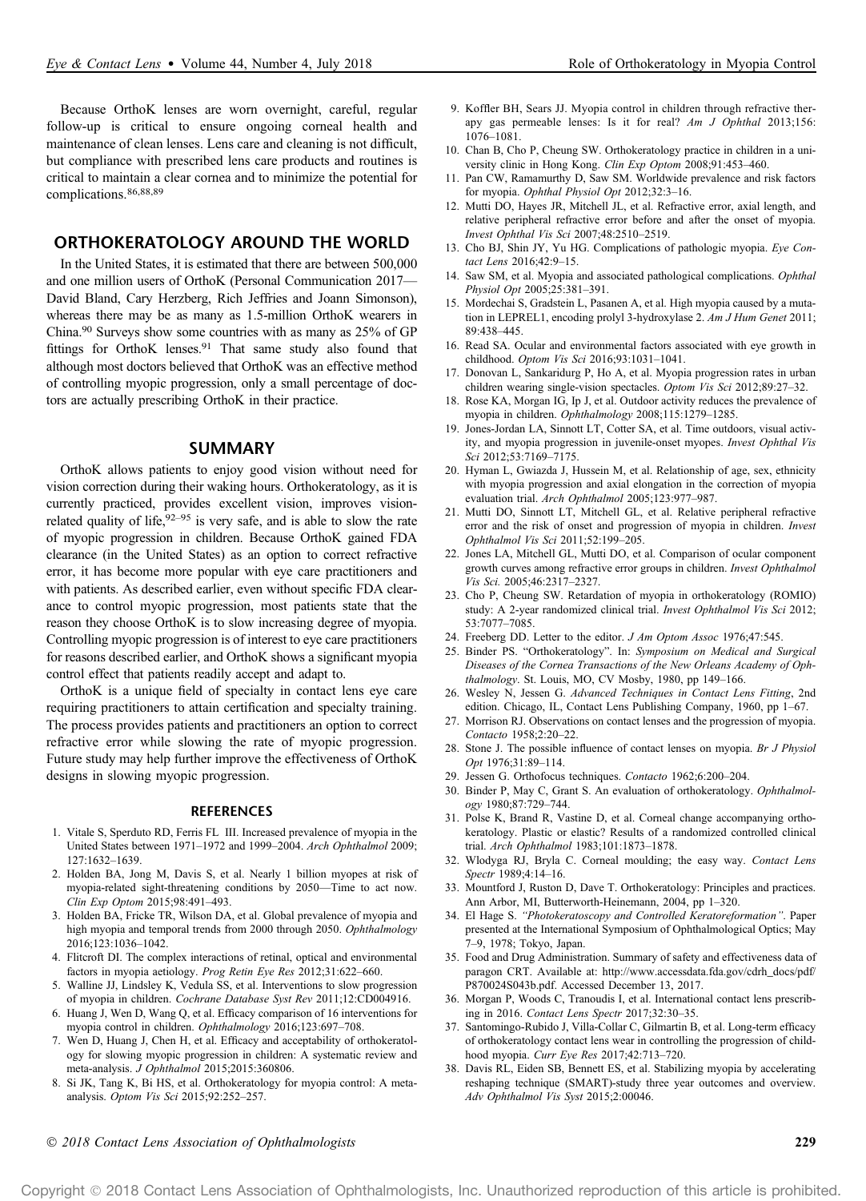Because OrthoK lenses are worn overnight, careful, regular follow-up is critical to ensure ongoing corneal health and maintenance of clean lenses. Lens care and cleaning is not difficult, but compliance with prescribed lens care products and routines is critical to maintain a clear cornea and to minimize the potential for complications.[86,88,89]

## ORTHOKERATOLOGY AROUND THE WORLD

In the United States, it is estimated that there are between 500,000 and one million users of OrthoK (Personal Communication 2017—David Bland, Cary Herzberg, Rich Jeffries and Joann Simonson), whereas there may be as many as 1.5-million OrthoK wearers in China.[90] Surveys show some countries with as many as 25% of GP fittings for OrthoK lenses.[91] That same study also found that although most doctors believed that OrthoK was an effective method of controlling myopic progression, only a small percentage of doctors are actually prescribing OrthoK in their practice.

## SUMMARY

OrthoK allows patients to enjoy good vision without need for vision correction during their waking hours. Orthokeratology, as it is currently practiced, provides excellent vision, improves vision-related quality of life,[92–95] is very safe, and is able to slow the rate of myopic progression in children. Because OrthoK gained FDA clearance (in the United States) as an option to correct refractive error, it has become more popular with eye care practitioners and with patients. As described earlier, even without specific FDA clearance to control myopic progression, most patients state that the reason they choose OrthoK is to slow increasing degree of myopia. Controlling myopic progression is of interest to eye care practitioners for reasons described earlier, and OrthoK shows a significant myopia control effect that patients readily accept and adapt to.

OrthoK is a unique field of specialty in contact lens eye care requiring practitioners to attain certification and specialty training. The process provides patients and practitioners an option to correct refractive error while slowing the rate of myopic progression. Future study may help further improve the effectiveness of OrthoK designs in slowing myopic progression.

### REFERENCES

1. Vitale S, Sperduto RD, Ferris FL III. Increased prevalence of myopia in the United States between 1971–1972 and 1999–2004. *Arch Ophthalmol* 2009;127:1632–1639.
2. Holden BA, Jong M, Davis S, et al. Nearly 1 billion myopes at risk of myopia-related sight-threatening conditions by 2050—Time to act now. *Clin Exp Optom* 2015;98:491–493.
3. Holden BA, Fricke TR, Wilson DA, et al. Global prevalence of myopia and high myopia and temporal trends from 2000 through 2050. *Ophthalmology* 2016;123:1036–1042.
4. Flitcroft DI. The complex interactions of retinal, optical and environmental factors in myopia aetiology. *Prog Retin Eye Res* 2012;31:622–660.
5. Walline JJ, Lindsley K, Vedula SS, et al. Interventions to slow progression of myopia in children. *Cochrane Database Syst Rev* 2011;12:CD004916.
6. Huang J, Wen D, Wang Q, et al. Efficacy comparison of 16 interventions for myopia control in children. *Ophthalmology* 2016;123:697–708.
7. Wen D, Huang J, Chen H, et al. Efficacy and acceptability of orthokeratology for slowing myopic progression in children: A systematic review and meta-analysis. *J Ophthalmol* 2015;2015:360806.
8. Si JK, Tang K, Bi HS, et al. Orthokeratology for myopia control: A meta-analysis. *Optom Vis Sci* 2015;92:252–257.
9. Koffler BH, Sears JJ. Myopia control in children through refractive therapy gas permeable lenses: Is it for real? *Am J Ophthal* 2013;156:1076–1081.
10. Chan B, Cho P, Cheung SW. Orthokeratology practice in children in a university clinic in Hong Kong. *Clin Exp Optom* 2008;91:453–460.
11. Pan CW, Ramamurthy D, Saw SM. Worldwide prevalence and risk factors for myopia. *Ophthal Physiol Opt* 2012;32:3–16.
12. Mutti DO, Hayes JR, Mitchell JL, et al. Refractive error, axial length, and relative peripheral refractive error before and after the onset of myopia. *Invest Ophthal Vis Sci* 2007;48:2510–2519.
13. Cho BJ, Shin JY, Yu HG. Complications of pathologic myopia. *Eye Contact Lens* 2016;42:9–15.
14. Saw SM, et al. Myopia and associated pathological complications. *Ophthal Physiol Opt* 2005;25:381–391.
15. Mordechai S, Gradstein L, Pasanen A, et al. High myopia caused by a mutation in LEPREL1, encoding prolyl 3-hydroxylase 2. *Am J Hum Genet* 2011;89:438–445.
16. Read SA. Ocular and environmental factors associated with eye growth in childhood. *Optom Vis Sci* 2016;93:1031–1041.
17. Donovan L, Sankaridurg P, Ho A, et al. Myopia progression rates in urban children wearing single-vision spectacles. *Optom Vis Sci* 2012;89:27–32.
18. Rose KA, Morgan IG, Ip J, et al. Outdoor activity reduces the prevalence of myopia in children. *Ophthalmology* 2008;115:1279–1285.
19. Jones-Jordan LA, Sinnott LT, Cotter SA, et al. Time outdoors, visual activity, and myopia progression in juvenile-onset myopes. *Invest Ophthal Vis Sci* 2012;53:7169–7175.
20. Hyman L, Gwiazda J, Hussein M, et al. Relationship of age, sex, ethnicity with myopia progression and axial elongation in the correction of myopia evaluation trial. *Arch Ophthalmol* 2005;123:977–987.
21. Mutti DO, Sinnott LT, Mitchell GL, et al. Relative peripheral refractive error and the risk of onset and progression of myopia in children. *Invest Ophthalmol Vis Sci* 2011;52:199–205.
22. Jones LA, Mitchell GL, Mutti DO, et al. Comparison of ocular component growth curves among refractive error groups in children. *Invest Ophthalmol Vis Sci.* 2005;46:2317–2327.
23. Cho P, Cheung SW. Retardation of myopia in orthokeratology (ROMIO) study: A 2-year randomized clinical trial. *Invest Ophthalmol Vis Sci* 2012;53:7077–7085.
24. Freeberg DD. Letter to the editor. *J Am Optom Assoc* 1976;47:545.
25. Binder PS. "Orthokeratology". In: *Symposium on Medical and Surgical Diseases of the Cornea Transactions of the New Orleans Academy of Ophthalmology*. St. Louis, MO, CV Mosby, 1980, pp 149–166.
26. Wesley N, Jessen G. *Advanced Techniques in Contact Lens Fitting*, 2nd edition. Chicago, IL, Contact Lens Publishing Company, 1960, pp 1–67.
27. Morrison RJ. Observations on contact lenses and the progression of myopia. *Contacto* 1958;2:20–22.
28. Stone J. The possible influence of contact lenses on myopia. *Br J Physiol Opt* 1976;31:89–114.
29. Jessen G. Orthofocus techniques. *Contacto* 1962;6:200–204.
30. Binder P, May C, Grant S. An evaluation of orthokeratology. *Ophthalmology* 1980;87:729–744.
31. Polse K, Brand R, Vastine D, et al. Corneal change accompanying orthokeratology. Plastic or elastic? Results of a randomized controlled clinical trial. *Arch Ophthalmol* 1983;101:1873–1878.
32. Wlodyga RJ, Bryla C. Corneal moulding; the easy way. *Contact Lens Spectr* 1989;4:14–16.
33. Mountford J, Ruston D, Dave T. Orthokeratology: Principles and practices. Ann Arbor, MI, Butterworth-Heinemann, 2004, pp 1–320.
34. El Hage S. *"Photokeratoscopy and Controlled Keratoreformation"*. Paper presented at the International Symposium of Ophthalmological Optics; May 7–9, 1978; Tokyo, Japan.
35. Food and Drug Administration. Summary of safety and effectiveness data of paragon CRT. Available at: http://www.accessdata.fda.gov/cdrh_docs/pdf/P870024S043b.pdf. Accessed December 13, 2017.
36. Morgan P, Woods C, Tranoudis I, et al. International contact lens prescribing in 2016. *Contact Lens Spectr* 2017;32:30–35.
37. Santomingo-Rubido J, Villa-Collar C, Gilmartin B, et al. Long-term efficacy of orthokeratology contact lens wear in controlling the progression of childhood myopia. *Curr Eye Res* 2017;42:713–720.
38. Davis RL, Eiden SB, Bennett ES, et al. Stabilizing myopia by accelerating reshaping technique (SMART)-study three year outcomes and overview. *Adv Ophthalmol Vis Syst* 2015;2:00046.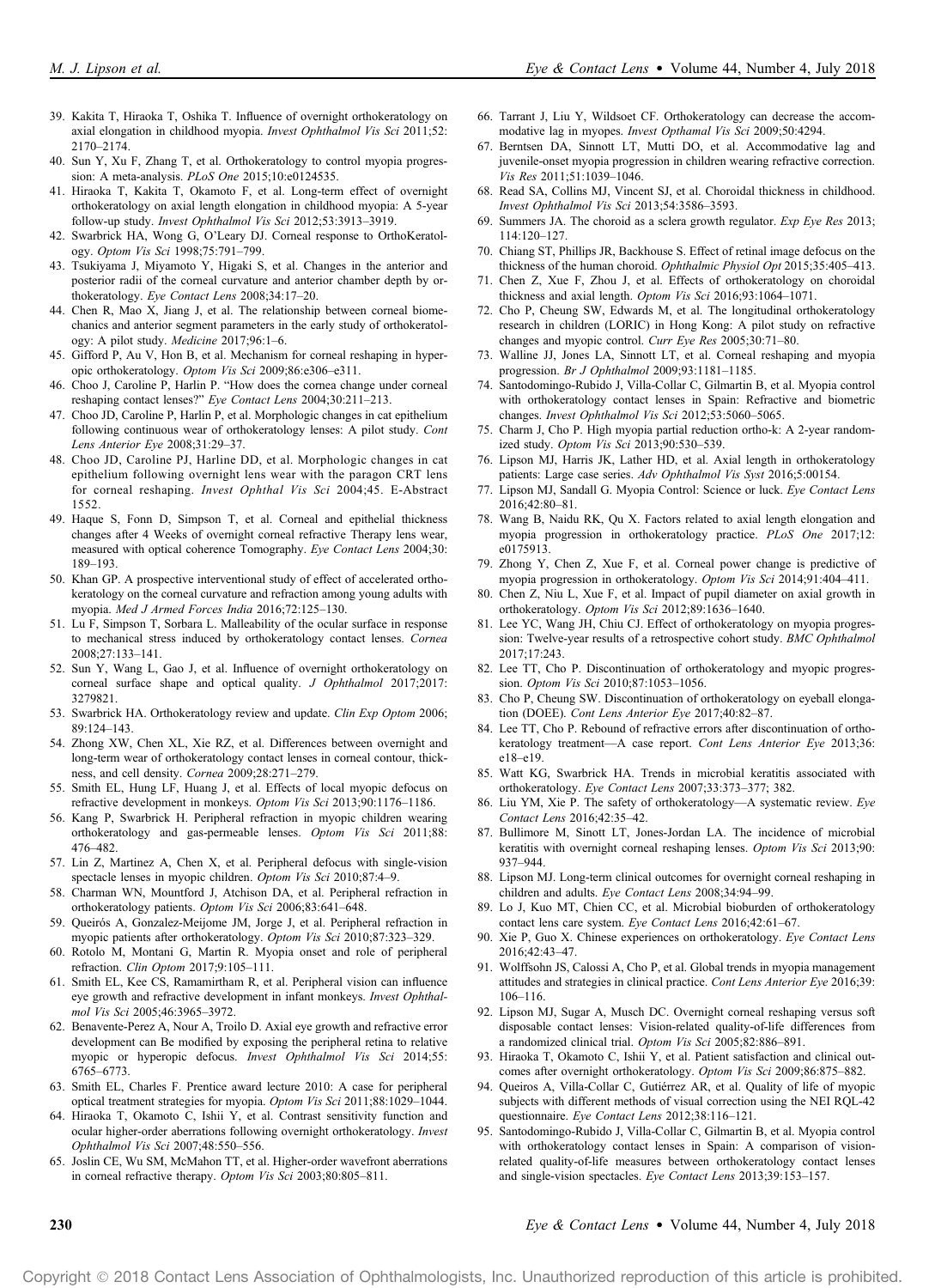39. Kakita T, Hiraoka T, Oshika T. Influence of overnight orthokeratology on axial elongation in childhood myopia. *Invest Ophthalmol Vis Sci* 2011;52: 2170–2174.
40. Sun Y, Xu F, Zhang T, et al. Orthokeratology to control myopia progression: A meta-analysis. *PLoS One* 2015;10:e0124535.
41. Hiraoka T, Kakita T, Okamoto F, et al. Long-term effect of overnight orthokeratology on axial length elongation in childhood myopia: A 5-year follow-up study. *Invest Ophthalmol Vis Sci* 2012;53:3913–3919.
42. Swarbrick HA, Wong G, O'Leary DJ. Corneal response to OrthoKeratology. *Optom Vis Sci* 1998;75:791–799.
43. Tsukiyama J, Miyamoto Y, Higaki S, et al. Changes in the anterior and posterior radii of the corneal curvature and anterior chamber depth by orthokeratology. *Eye Contact Lens* 2008;34:17–20.
44. Chen R, Mao X, Jiang J, et al. The relationship between corneal biomechanics and anterior segment parameters in the early study of orthokeratology: A pilot study. *Medicine* 2017;96:1–6.
45. Gifford P, Au V, Hon B, et al. Mechanism for corneal reshaping in hyperopic orthokeratology. *Optom Vis Sci* 2009;86:e306–e311.
46. Choo J, Caroline P, Harlin P. "How does the cornea change under corneal reshaping contact lenses?" *Eye Contact Lens* 2004;30:211–213.
47. Choo JD, Caroline P, Harlin P, et al. Morphologic changes in cat epithelium following continuous wear of orthokeratology lenses: A pilot study. *Cont Lens Anterior Eye* 2008;31:29–37.
48. Choo JD, Caroline PJ, Harline DD, et al. Morphologic changes in cat epithelium following overnight lens wear with the paragon CRT lens for corneal reshaping. *Invest Ophthal Vis Sci* 2004;45. E-Abstract 1552.
49. Haque S, Fonn D, Simpson T, et al. Corneal and epithelial thickness changes after 4 Weeks of overnight corneal refractive Therapy lens wear, measured with optical coherence Tomography. *Eye Contact Lens* 2004;30: 189–193.
50. Khan GP. A prospective interventional study of effect of accelerated orthokeratology on the corneal curvature and refraction among young adults with myopia. *Med J Armed Forces India* 2016;72:125–130.
51. Lu F, Simpson T, Sorbara L. Malleability of the ocular surface in response to mechanical stress induced by orthokeratology contact lenses. *Cornea* 2008;27:133–141.
52. Sun Y, Wang L, Gao J, et al. Influence of overnight orthokeratology on corneal surface shape and optical quality. *J Ophthalmol* 2017;2017: 3279821.
53. Swarbrick HA. Orthokeratology review and update. *Clin Exp Optom* 2006; 89:124–143.
54. Zhong XW, Chen XL, Xie RZ, et al. Differences between overnight and long-term wear of orthokeratology contact lenses in corneal contour, thickness, and cell density. *Cornea* 2009;28:271–279.
55. Smith EL, Hung LF, Huang J, et al. Effects of local myopic defocus on refractive development in monkeys. *Optom Vis Sci* 2013;90:1176–1186.
56. Kang P, Swarbrick H. Peripheral refraction in myopic children wearing orthokeratology and gas-permeable lenses. *Optom Vis Sci* 2011;88: 476–482.
57. Lin Z, Martinez A, Chen X, et al. Peripheral defocus with single-vision spectacle lenses in myopic children. *Optom Vis Sci* 2010;87:4–9.
58. Charman WN, Mountford J, Atchison DA, et al. Peripheral refraction in orthokeratology patients. *Optom Vis Sci* 2006;83:641–648.
59. Queirós A, Gonzalez-Meijome JM, Jorge J, et al. Peripheral refraction in myopic patients after orthokeratology. *Optom Vis Sci* 2010;87:323–329.
60. Rotolo M, Montani G, Martin R. Myopia onset and role of peripheral refraction. *Clin Optom* 2017;9:105–111.
61. Smith EL, Kee CS, Ramamirtham R, et al. Peripheral vision can influence eye growth and refractive development in infant monkeys. *Invest Ophthalmol Vis Sci* 2005;46:3965–3972.
62. Benavente-Perez A, Nour A, Troilo D. Axial eye growth and refractive error development can Be modified by exposing the peripheral retina to relative myopic or hyperopic defocus. *Invest Ophthalmol Vis Sci* 2014;55: 6765–6773.
63. Smith EL, Charles F. Prentice award lecture 2010: A case for peripheral optical treatment strategies for myopia. *Optom Vis Sci* 2011;88:1029–1044.
64. Hiraoka T, Okamoto C, Ishii Y, et al. Contrast sensitivity function and ocular higher-order aberrations following overnight orthokeratology. *Invest Ophthalmol Vis Sci* 2007;48:550–556.
65. Joslin CE, Wu SM, McMahon TT, et al. Higher-order wavefront aberrations in corneal refractive therapy. *Optom Vis Sci* 2003;80:805–811.
66. Tarrant J, Liu Y, Wildsoet CF. Orthokeratology can decrease the accommodative lag in myopes. *Invest Opthamal Vis Sci* 2009;50:4294.
67. Berntsen DA, Sinnott LT, Mutti DO, et al. Accommodative lag and juvenile-onset myopia progression in children wearing refractive correction. *Vis Res* 2011;51:1039–1046.
68. Read SA, Collins MJ, Vincent SJ, et al. Choroidal thickness in childhood. *Invest Ophthalmol Vis Sci* 2013;54:3586–3593.
69. Summers JA. The choroid as a sclera growth regulator. *Exp Eye Res* 2013; 114:120–127.
70. Chiang ST, Phillips JR, Backhouse S. Effect of retinal image defocus on the thickness of the human choroid. *Ophthalmic Physiol Opt* 2015;35:405–413.
71. Chen Z, Xue F, Zhou J, et al. Effects of orthokeratology on choroidal thickness and axial length. *Optom Vis Sci* 2016;93:1064–1071.
72. Cho P, Cheung SW, Edwards M, et al. The longitudinal orthokeratology research in children (LORIC) in Hong Kong: A pilot study on refractive changes and myopic control. *Curr Eye Res* 2005;30:71–80.
73. Walline JJ, Jones LA, Sinnott LT, et al. Corneal reshaping and myopia progression. *Br J Ophthalmol* 2009;93:1181–1185.
74. Santodomingo-Rubido J, Villa-Collar C, Gilmartin B, et al. Myopia control with orthokeratology contact lenses in Spain: Refractive and biometric changes. *Invest Ophthalmol Vis Sci* 2012;53:5060–5065.
75. Charm J, Cho P. High myopia partial reduction ortho-k: A 2-year randomized study. *Optom Vis Sci* 2013;90:530–539.
76. Lipson MJ, Harris JK, Lather HD, et al. Axial length in orthokeratology patients: Large case series. *Adv Ophthalmol Vis Syst* 2016;5:00154.
77. Lipson MJ, Sandall G. Myopia Control: Science or luck. *Eye Contact Lens* 2016;42:80–81.
78. Wang B, Naidu RK, Qu X. Factors related to axial length elongation and myopia progression in orthokeratology practice. *PLoS One* 2017;12: e0175913.
79. Zhong Y, Chen Z, Xue F, et al. Corneal power change is predictive of myopia progression in orthokeratology. *Optom Vis Sci* 2014;91:404–411.
80. Chen Z, Niu L, Xue F, et al. Impact of pupil diameter on axial growth in orthokeratology. *Optom Vis Sci* 2012;89:1636–1640.
81. Lee YC, Wang JH, Chiu CJ. Effect of orthokeratology on myopia progression: Twelve-year results of a retrospective cohort study. *BMC Ophthalmol* 2017;17:243.
82. Lee TT, Cho P. Discontinuation of orthokeratology and myopic progression. *Optom Vis Sci* 2010;87:1053–1056.
83. Cho P, Cheung SW. Discontinuation of orthokeratology on eyeball elongation (DOEE). *Cont Lens Anterior Eye* 2017;40:82–87.
84. Lee TT, Cho P. Rebound of refractive errors after discontinuation of orthokeratology treatment—A case report. *Cont Lens Anterior Eye* 2013;36: e18–e19.
85. Watt KG, Swarbrick HA. Trends in microbial keratitis associated with orthokeratology. *Eye Contact Lens* 2007;33:373–377; 382.
86. Liu YM, Xie P. The safety of orthokeratology—A systematic review. *Eye Contact Lens* 2016;42:35–42.
87. Bullimore M, Sinott LT, Jones-Jordan LA. The incidence of microbial keratitis with overnight corneal reshaping lenses. *Optom Vis Sci* 2013;90: 937–944.
88. Lipson MJ. Long-term clinical outcomes for overnight corneal reshaping in children and adults. *Eye Contact Lens* 2008;34:94–99.
89. Lo J, Kuo MT, Chien CC, et al. Microbial bioburden of orthokeratology contact lens care system. *Eye Contact Lens* 2016;42:61–67.
90. Xie P, Guo X. Chinese experiences on orthokeratology. *Eye Contact Lens* 2016;42:43–47.
91. Wolffsohn JS, Calossi A, Cho P, et al. Global trends in myopia management attitudes and strategies in clinical practice. *Cont Lens Anterior Eye* 2016;39: 106–116.
92. Lipson MJ, Sugar A, Musch DC. Overnight corneal reshaping versus soft disposable contact lenses: Vision-related quality-of-life differences from a randomized clinical trial. *Optom Vis Sci* 2005;82:886–891.
93. Hiraoka T, Okamoto C, Ishii Y, et al. Patient satisfaction and clinical outcomes after overnight orthokeratology. *Optom Vis Sci* 2009;86:875–882.
94. Queiros A, Villa-Collar C, Gutiérrez AR, et al. Quality of life of myopic subjects with different methods of visual correction using the NEI RQL-42 questionnaire. *Eye Contact Lens* 2012;38:116–121.
95. Santodomingo-Rubido J, Villa-Collar C, Gilmartin B, et al. Myopia control with orthokeratology contact lenses in Spain: A comparison of vision-related quality-of-life measures between orthokeratology contact lenses and single-vision spectacles. *Eye Contact Lens* 2013;39:153–157.